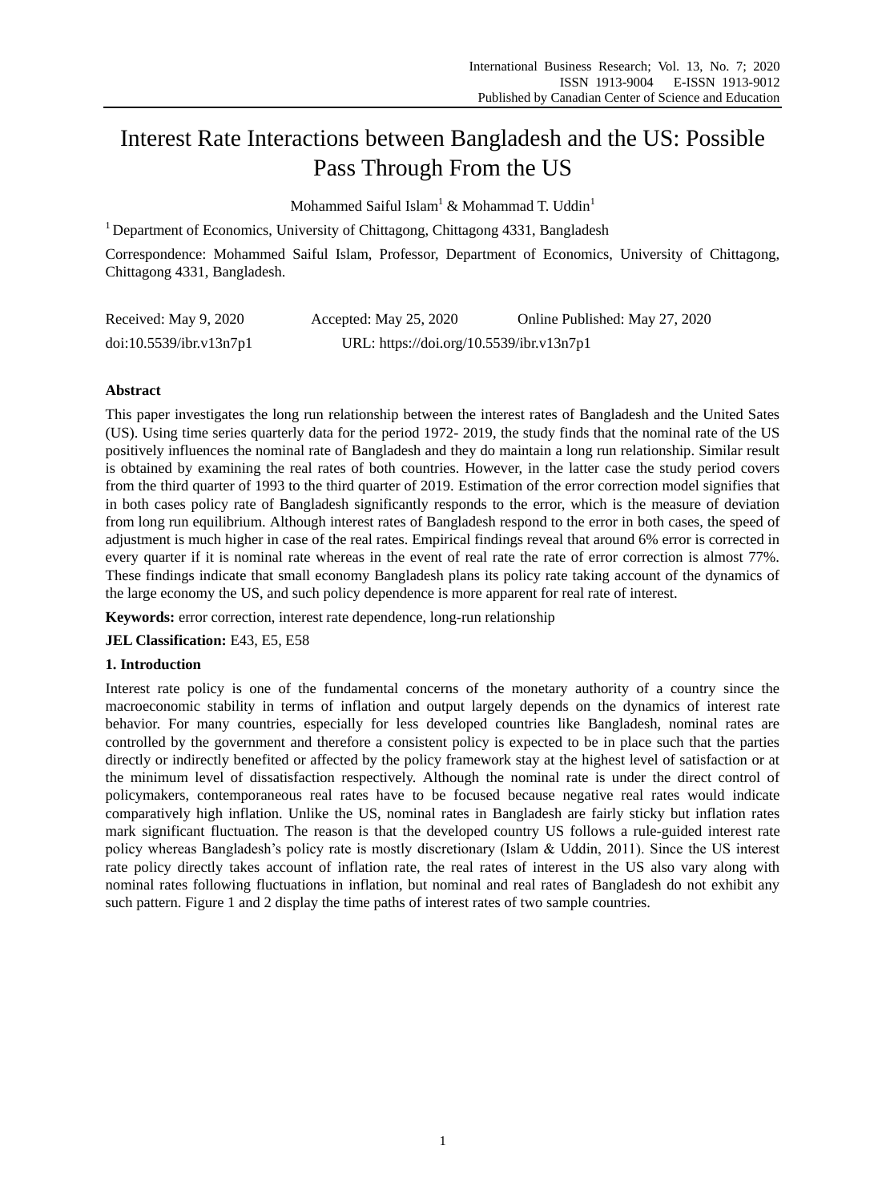# Interest Rate Interactions between Bangladesh and the US: Possible Pass Through From the US

Mohammed Saiful Islam[1] & Mohammad T. Uddin[1]

[1] Department of Economics, University of Chittagong, Chittagong 4331, Bangladesh

Correspondence: Mohammed Saiful Islam, Professor, Department of Economics, University of Chittagong, Chittagong 4331, Bangladesh.

Received: May 9, 2020  Accepted: May 25, 2020  Online Published: May 27, 2020

doi:10.5539/ibr.v13n7p1  URL: https://doi.org/10.5539/ibr.v13n7p1

## Abstract

This paper investigates the long run relationship between the interest rates of Bangladesh and the United Sates (US). Using time series quarterly data for the period 1972- 2019, the study finds that the nominal rate of the US positively influences the nominal rate of Bangladesh and they do maintain a long run relationship. Similar result is obtained by examining the real rates of both countries. However, in the latter case the study period covers from the third quarter of 1993 to the third quarter of 2019. Estimation of the error correction model signifies that in both cases policy rate of Bangladesh significantly responds to the error, which is the measure of deviation from long run equilibrium. Although interest rates of Bangladesh respond to the error in both cases, the speed of adjustment is much higher in case of the real rates. Empirical findings reveal that around 6% error is corrected in every quarter if it is nominal rate whereas in the event of real rate the rate of error correction is almost 77%. These findings indicate that small economy Bangladesh plans its policy rate taking account of the dynamics of the large economy the US, and such policy dependence is more apparent for real rate of interest.

**Keywords:** error correction, interest rate dependence, long-run relationship

**JEL Classification:** E43, E5, E58

## 1. Introduction

Interest rate policy is one of the fundamental concerns of the monetary authority of a country since the macroeconomic stability in terms of inflation and output largely depends on the dynamics of interest rate behavior. For many countries, especially for less developed countries like Bangladesh, nominal rates are controlled by the government and therefore a consistent policy is expected to be in place such that the parties directly or indirectly benefited or affected by the policy framework stay at the highest level of satisfaction or at the minimum level of dissatisfaction respectively. Although the nominal rate is under the direct control of policymakers, contemporaneous real rates have to be focused because negative real rates would indicate comparatively high inflation. Unlike the US, nominal rates in Bangladesh are fairly sticky but inflation rates mark significant fluctuation. The reason is that the developed country US follows a rule-guided interest rate policy whereas Bangladesh's policy rate is mostly discretionary (Islam & Uddin, 2011). Since the US interest rate policy directly takes account of inflation rate, the real rates of interest in the US also vary along with nominal rates following fluctuations in inflation, but nominal and real rates of Bangladesh do not exhibit any such pattern. Figure 1 and 2 display the time paths of interest rates of two sample countries.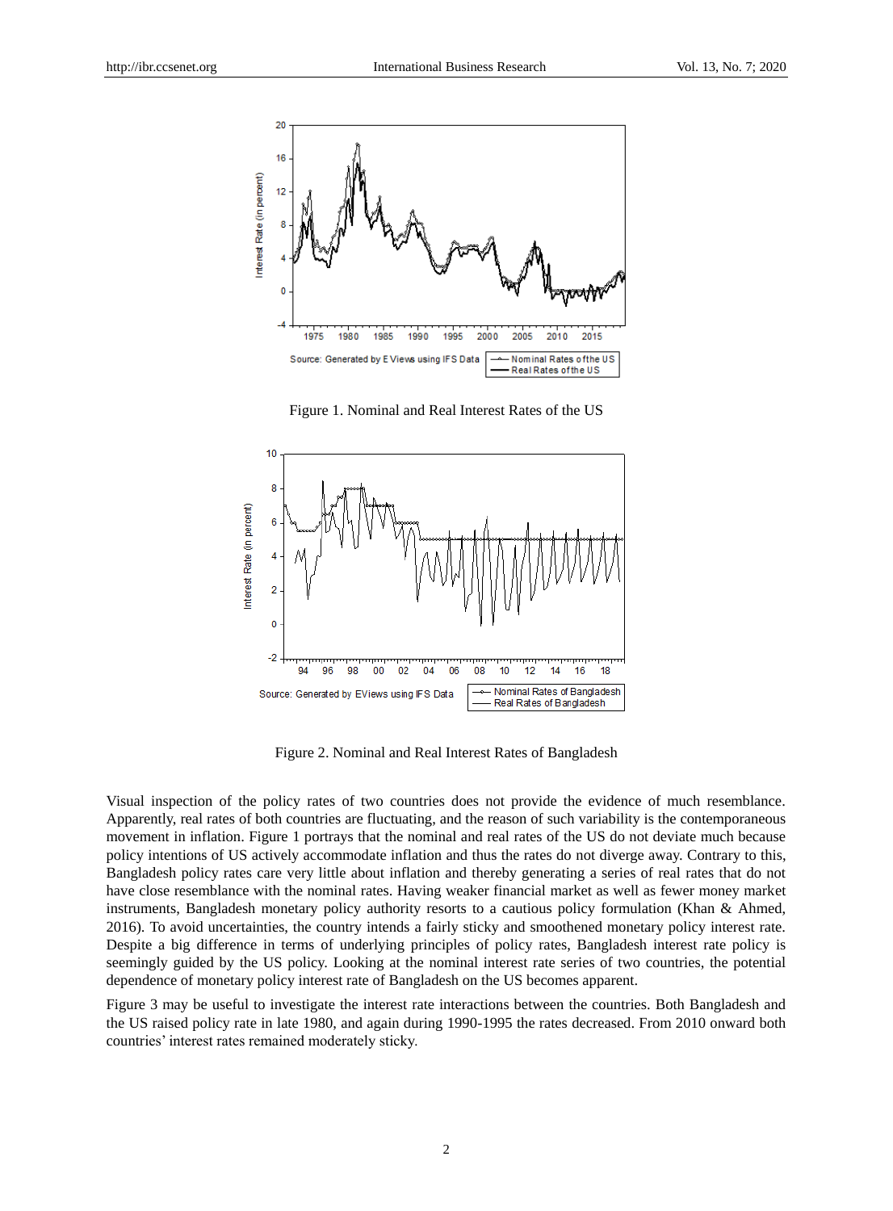Figure 1. Nominal and Real Interest Rates of the US

Figure 2. Nominal and Real Interest Rates of Bangladesh

Visual inspection of the policy rates of two countries does not provide the evidence of much resemblance. Apparently, real rates of both countries are fluctuating, and the reason of such variability is the contemporaneous movement in inflation. Figure 1 portrays that the nominal and real rates of the US do not deviate much because policy intentions of US actively accommodate inflation and thus the rates do not diverge away. Contrary to this, Bangladesh policy rates care very little about inflation and thereby generating a series of real rates that do not have close resemblance with the nominal rates. Having weaker financial market as well as fewer money market instruments, Bangladesh monetary policy authority resorts to a cautious policy formulation (Khan & Ahmed, 2016). To avoid uncertainties, the country intends a fairly sticky and smoothened monetary policy interest rate. Despite a big difference in terms of underlying principles of policy rates, Bangladesh interest rate policy is seemingly guided by the US policy. Looking at the nominal interest rate series of two countries, the potential dependence of monetary policy interest rate of Bangladesh on the US becomes apparent.

Figure 3 may be useful to investigate the interest rate interactions between the countries. Both Bangladesh and the US raised policy rate in late 1980, and again during 1990-1995 the rates decreased. From 2010 onward both countries' interest rates remained moderately sticky.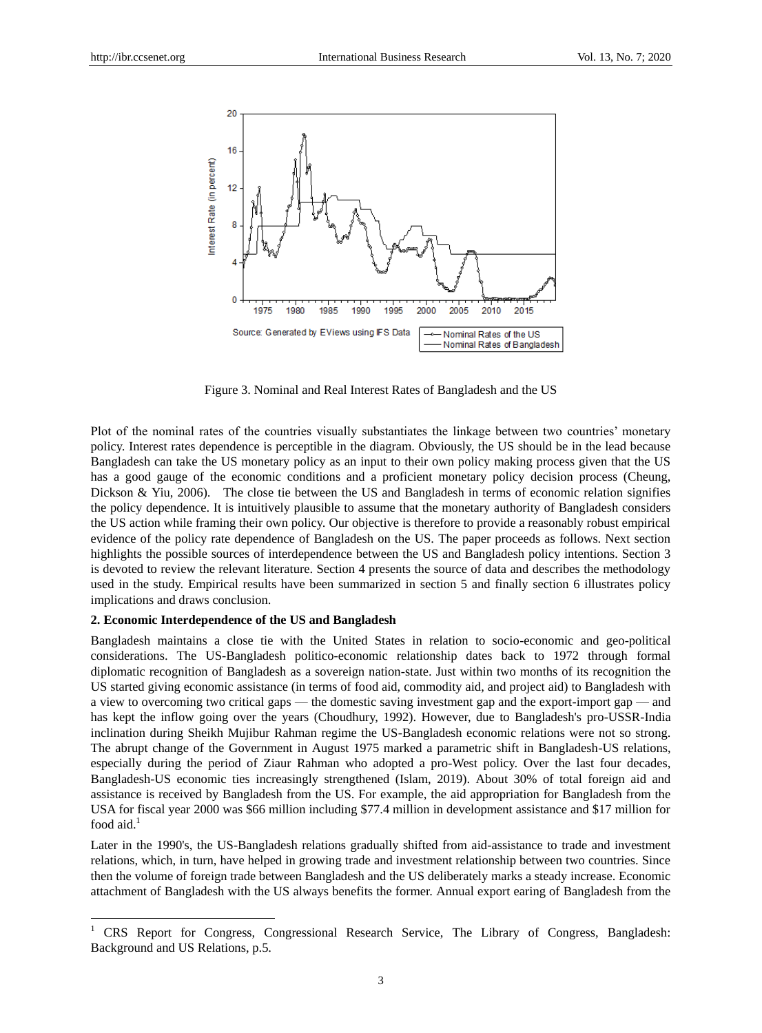Figure 3. Nominal and Real Interest Rates of Bangladesh and the US

Plot of the nominal rates of the countries visually substantiates the linkage between two countries' monetary policy. Interest rates dependence is perceptible in the diagram. Obviously, the US should be in the lead because Bangladesh can take the US monetary policy as an input to their own policy making process given that the US has a good gauge of the economic conditions and a proficient monetary policy decision process (Cheung, Dickson & Yiu, 2006). The close tie between the US and Bangladesh in terms of economic relation signifies the policy dependence. It is intuitively plausible to assume that the monetary authority of Bangladesh considers the US action while framing their own policy. Our objective is therefore to provide a reasonably robust empirical evidence of the policy rate dependence of Bangladesh on the US. The paper proceeds as follows. Next section highlights the possible sources of interdependence between the US and Bangladesh policy intentions. Section 3 is devoted to review the relevant literature. Section 4 presents the source of data and describes the methodology used in the study. Empirical results have been summarized in section 5 and finally section 6 illustrates policy implications and draws conclusion.

## 2. Economic Interdependence of the US and Bangladesh

Bangladesh maintains a close tie with the United States in relation to socio-economic and geo-political considerations. The US-Bangladesh politico-economic relationship dates back to 1972 through formal diplomatic recognition of Bangladesh as a sovereign nation-state. Just within two months of its recognition the US started giving economic assistance (in terms of food aid, commodity aid, and project aid) to Bangladesh with a view to overcoming two critical gaps — the domestic saving investment gap and the export-import gap — and has kept the inflow going over the years (Choudhury, 1992). However, due to Bangladesh's pro-USSR-India inclination during Sheikh Mujibur Rahman regime the US-Bangladesh economic relations were not so strong. The abrupt change of the Government in August 1975 marked a parametric shift in Bangladesh-US relations, especially during the period of Ziaur Rahman who adopted a pro-West policy. Over the last four decades, Bangladesh-US economic ties increasingly strengthened (Islam, 2019). About 30% of total foreign aid and assistance is received by Bangladesh from the US. For example, the aid appropriation for Bangladesh from the USA for fiscal year 2000 was $66 million including $77.4 million in development assistance and $17 million for food aid.[1]

Later in the 1990's, the US-Bangladesh relations gradually shifted from aid-assistance to trade and investment relations, which, in turn, have helped in growing trade and investment relationship between two countries. Since then the volume of foreign trade between Bangladesh and the US deliberately marks a steady increase. Economic attachment of Bangladesh with the US always benefits the former. Annual export earing of Bangladesh from the

[1] CRS Report for Congress, Congressional Research Service, The Library of Congress, Bangladesh: Background and US Relations, p.5.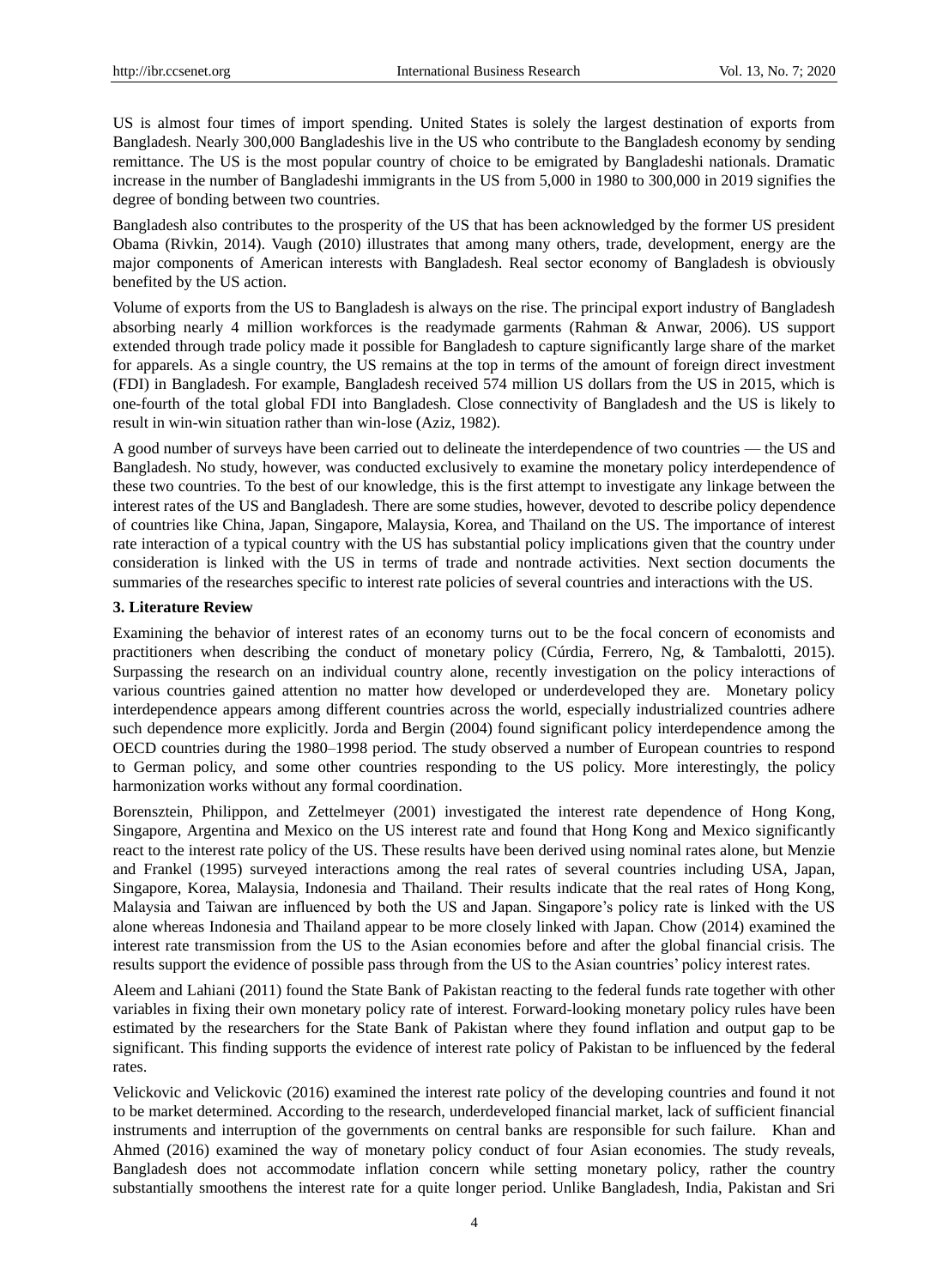US is almost four times of import spending. United States is solely the largest destination of exports from Bangladesh. Nearly 300,000 Bangladeshis live in the US who contribute to the Bangladesh economy by sending remittance. The US is the most popular country of choice to be emigrated by Bangladeshi nationals. Dramatic increase in the number of Bangladeshi immigrants in the US from 5,000 in 1980 to 300,000 in 2019 signifies the degree of bonding between two countries.

Bangladesh also contributes to the prosperity of the US that has been acknowledged by the former US president Obama (Rivkin, 2014). Vaugh (2010) illustrates that among many others, trade, development, energy are the major components of American interests with Bangladesh. Real sector economy of Bangladesh is obviously benefited by the US action.

Volume of exports from the US to Bangladesh is always on the rise. The principal export industry of Bangladesh absorbing nearly 4 million workforces is the readymade garments (Rahman & Anwar, 2006). US support extended through trade policy made it possible for Bangladesh to capture significantly large share of the market for apparels. As a single country, the US remains at the top in terms of the amount of foreign direct investment (FDI) in Bangladesh. For example, Bangladesh received 574 million US dollars from the US in 2015, which is one-fourth of the total global FDI into Bangladesh. Close connectivity of Bangladesh and the US is likely to result in win-win situation rather than win-lose (Aziz, 1982).

A good number of surveys have been carried out to delineate the interdependence of two countries — the US and Bangladesh. No study, however, was conducted exclusively to examine the monetary policy interdependence of these two countries. To the best of our knowledge, this is the first attempt to investigate any linkage between the interest rates of the US and Bangladesh. There are some studies, however, devoted to describe policy dependence of countries like China, Japan, Singapore, Malaysia, Korea, and Thailand on the US. The importance of interest rate interaction of a typical country with the US has substantial policy implications given that the country under consideration is linked with the US in terms of trade and nontrade activities. Next section documents the summaries of the researches specific to interest rate policies of several countries and interactions with the US.

### 3. Literature Review

Examining the behavior of interest rates of an economy turns out to be the focal concern of economists and practitioners when describing the conduct of monetary policy (Cúrdia, Ferrero, Ng, & Tambalotti, 2015). Surpassing the research on an individual country alone, recently investigation on the policy interactions of various countries gained attention no matter how developed or underdeveloped they are. Monetary policy interdependence appears among different countries across the world, especially industrialized countries adhere such dependence more explicitly. Jorda and Bergin (2004) found significant policy interdependence among the OECD countries during the 1980–1998 period. The study observed a number of European countries to respond to German policy, and some other countries responding to the US policy. More interestingly, the policy harmonization works without any formal coordination.

Borensztein, Philippon, and Zettelmeyer (2001) investigated the interest rate dependence of Hong Kong, Singapore, Argentina and Mexico on the US interest rate and found that Hong Kong and Mexico significantly react to the interest rate policy of the US. These results have been derived using nominal rates alone, but Menzie and Frankel (1995) surveyed interactions among the real rates of several countries including USA, Japan, Singapore, Korea, Malaysia, Indonesia and Thailand. Their results indicate that the real rates of Hong Kong, Malaysia and Taiwan are influenced by both the US and Japan. Singapore's policy rate is linked with the US alone whereas Indonesia and Thailand appear to be more closely linked with Japan. Chow (2014) examined the interest rate transmission from the US to the Asian economies before and after the global financial crisis. The results support the evidence of possible pass through from the US to the Asian countries' policy interest rates.

Aleem and Lahiani (2011) found the State Bank of Pakistan reacting to the federal funds rate together with other variables in fixing their own monetary policy rate of interest. Forward-looking monetary policy rules have been estimated by the researchers for the State Bank of Pakistan where they found inflation and output gap to be significant. This finding supports the evidence of interest rate policy of Pakistan to be influenced by the federal rates.

Velickovic and Velickovic (2016) examined the interest rate policy of the developing countries and found it not to be market determined. According to the research, underdeveloped financial market, lack of sufficient financial instruments and interruption of the governments on central banks are responsible for such failure. Khan and Ahmed (2016) examined the way of monetary policy conduct of four Asian economies. The study reveals, Bangladesh does not accommodate inflation concern while setting monetary policy, rather the country substantially smoothens the interest rate for a quite longer period. Unlike Bangladesh, India, Pakistan and Sri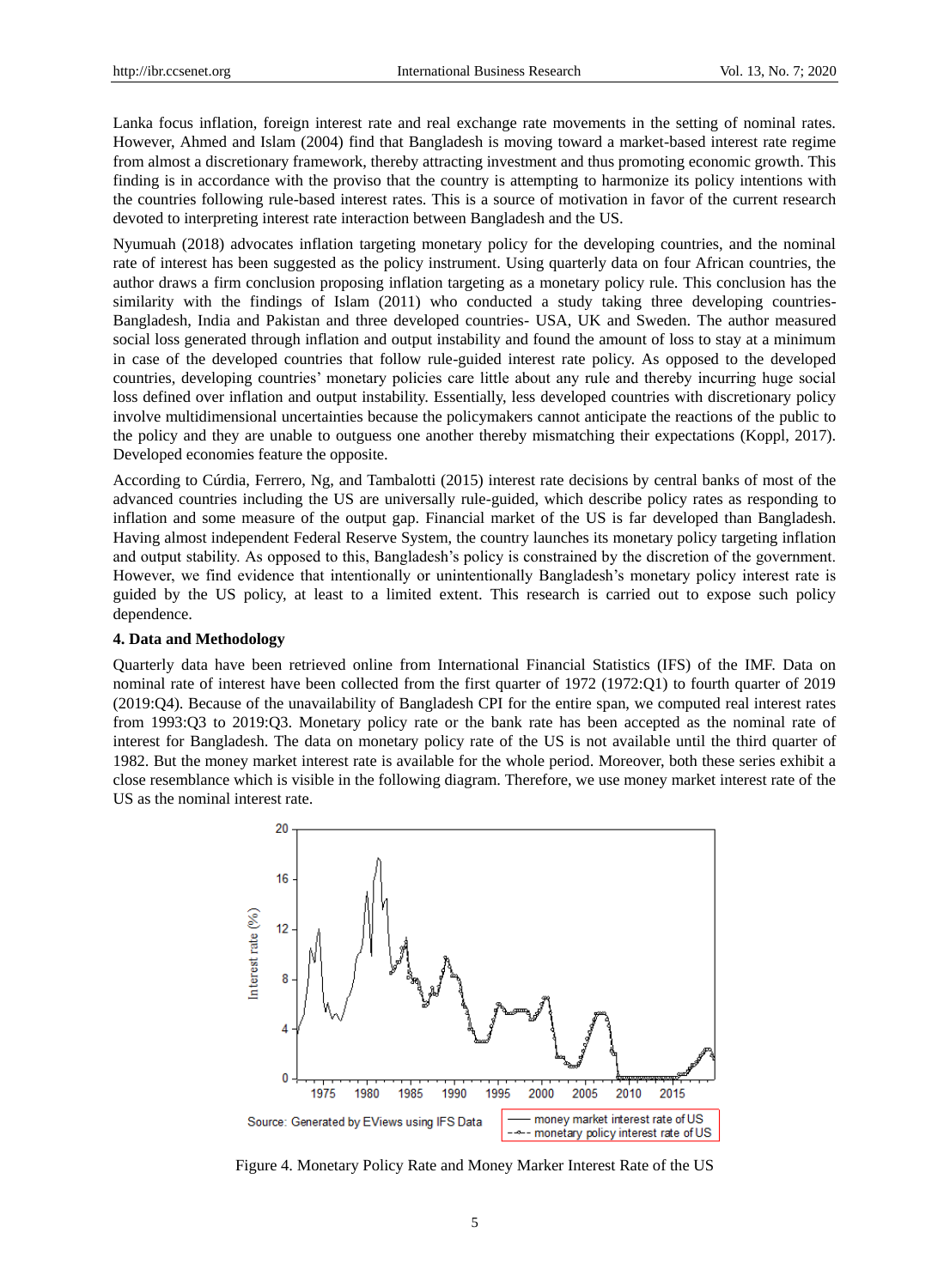Lanka focus inflation, foreign interest rate and real exchange rate movements in the setting of nominal rates. However, Ahmed and Islam (2004) find that Bangladesh is moving toward a market-based interest rate regime from almost a discretionary framework, thereby attracting investment and thus promoting economic growth. This finding is in accordance with the proviso that the country is attempting to harmonize its policy intentions with the countries following rule-based interest rates. This is a source of motivation in favor of the current research devoted to interpreting interest rate interaction between Bangladesh and the US.

Nyumuah (2018) advocates inflation targeting monetary policy for the developing countries, and the nominal rate of interest has been suggested as the policy instrument. Using quarterly data on four African countries, the author draws a firm conclusion proposing inflation targeting as a monetary policy rule. This conclusion has the similarity with the findings of Islam (2011) who conducted a study taking three developing countries- Bangladesh, India and Pakistan and three developed countries- USA, UK and Sweden. The author measured social loss generated through inflation and output instability and found the amount of loss to stay at a minimum in case of the developed countries that follow rule-guided interest rate policy. As opposed to the developed countries, developing countries' monetary policies care little about any rule and thereby incurring huge social loss defined over inflation and output instability. Essentially, less developed countries with discretionary policy involve multidimensional uncertainties because the policymakers cannot anticipate the reactions of the public to the policy and they are unable to outguess one another thereby mismatching their expectations (Koppl, 2017). Developed economies feature the opposite.

According to Cúrdia, Ferrero, Ng, and Tambalotti (2015) interest rate decisions by central banks of most of the advanced countries including the US are universally rule-guided, which describe policy rates as responding to inflation and some measure of the output gap. Financial market of the US is far developed than Bangladesh. Having almost independent Federal Reserve System, the country launches its monetary policy targeting inflation and output stability. As opposed to this, Bangladesh's policy is constrained by the discretion of the government. However, we find evidence that intentionally or unintentionally Bangladesh's monetary policy interest rate is guided by the US policy, at least to a limited extent. This research is carried out to expose such policy dependence.

**4. Data and Methodology**

Quarterly data have been retrieved online from International Financial Statistics (IFS) of the IMF. Data on nominal rate of interest have been collected from the first quarter of 1972 (1972:Q1) to fourth quarter of 2019 (2019:Q4). Because of the unavailability of Bangladesh CPI for the entire span, we computed real interest rates from 1993:Q3 to 2019:Q3. Monetary policy rate or the bank rate has been accepted as the nominal rate of interest for Bangladesh. The data on monetary policy rate of the US is not available until the third quarter of 1982. But the money market interest rate is available for the whole period. Moreover, both these series exhibit a close resemblance which is visible in the following diagram. Therefore, we use money market interest rate of the US as the nominal interest rate.

Source: Generated by EViews using IFS Data

Figure 4. Monetary Policy Rate and Money Marker Interest Rate of the US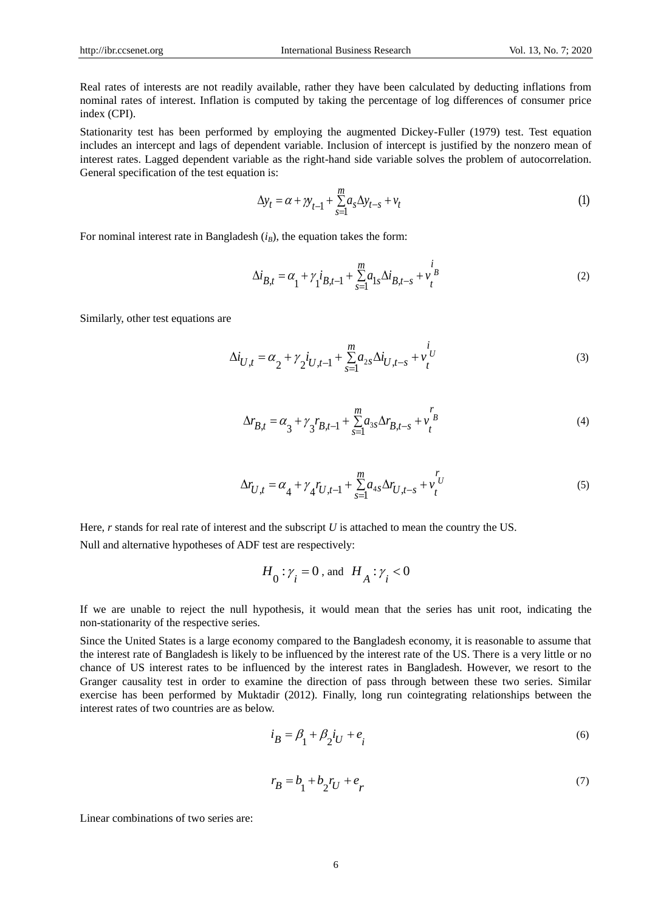Real rates of interests are not readily available, rather they have been calculated by deducting inflations from nominal rates of interest. Inflation is computed by taking the percentage of log differences of consumer price index (CPI).

Stationarity test has been performed by employing the augmented Dickey-Fuller (1979) test. Test equation includes an intercept and lags of dependent variable. Inclusion of intercept is justified by the nonzero mean of interest rates. Lagged dependent variable as the right-hand side variable solves the problem of autocorrelation. General specification of the test equation is:

$$\Delta y_t = \alpha + \gamma y_{t-1} + \sum_{s=1}^{m} a_s \Delta y_{t-s} + v_t \tag{1}$$

For nominal interest rate in Bangladesh ($i_B$), the equation takes the form:

$$\Delta i_{B,t} = \alpha_1 + \gamma_1 i_{B,t-1} + \sum_{s=1}^{m} a_{1s} \Delta i_{B,t-s} + v_t^{i_B} \tag{2}$$

Similarly, other test equations are

$$\Delta i_{U,t} = \alpha_2 + \gamma_2 i_{U,t-1} + \sum_{s=1}^{m} a_{2s} \Delta i_{U,t-s} + v_t^{i_U} \tag{3}$$

$$\Delta r_{B,t} = \alpha_3 + \gamma_3 r_{B,t-1} + \sum_{s=1}^{m} a_{3s} \Delta r_{B,t-s} + v_t^{r_B} \tag{4}$$

$$\Delta r_{U,t} = \alpha_4 + \gamma_4 r_{U,t-1} + \sum_{s=1}^{m} a_{4s} \Delta r_{U,t-s} + v_t^{r_U} \tag{5}$$

Here, $r$ stands for real rate of interest and the subscript $U$ is attached to mean the country the US.

Null and alternative hypotheses of ADF test are respectively:

$$H_0 : \gamma_i = 0 \text{ , and } H_A : \gamma_i < 0$$

If we are unable to reject the null hypothesis, it would mean that the series has unit root, indicating the non-stationarity of the respective series.

Since the United States is a large economy compared to the Bangladesh economy, it is reasonable to assume that the interest rate of Bangladesh is likely to be influenced by the interest rate of the US. There is a very little or no chance of US interest rates to be influenced by the interest rates in Bangladesh. However, we resort to the Granger causality test in order to examine the direction of pass through between these two series. Similar exercise has been performed by Muktadir (2012). Finally, long run cointegrating relationships between the interest rates of two countries are as below.

$$i_B = \beta_1 + \beta_2 i_U + e_i \tag{6}$$

$$r_B = b_1 + b_2 r_U + e_r \tag{7}$$

Linear combinations of two series are: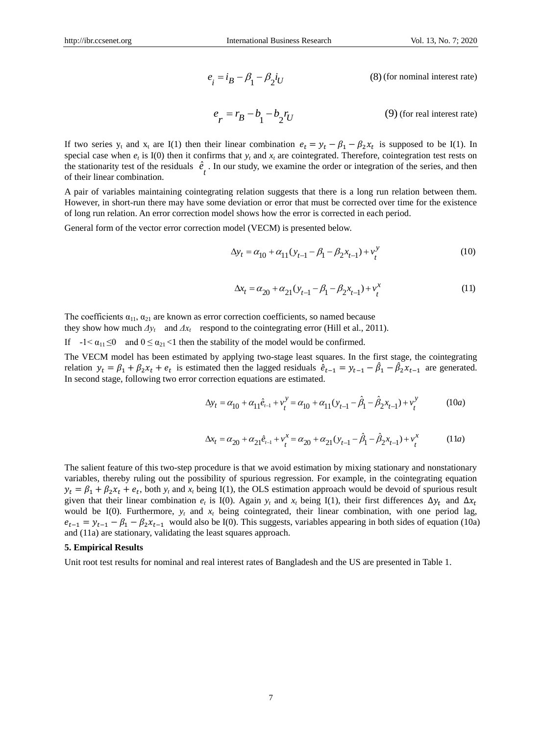$$e_i = i_B - \beta_1 - \beta_2 i_U \quad (8) \text{ (for nominal interest rate)}$$

$$e_r = r_B - b_1 - b_2 r_U \quad (9) \text{ (for real interest rate)}$$

If two series $y_t$ and $x_t$ are I(1) then their linear combination $e_t = y_t - \beta_1 - \beta_2 x_t$ is supposed to be I(1). In special case when $e_t$ is I(0) then it confirms that $y_t$ and $x_t$ are cointegrated. Therefore, cointegration test rests on the stationarity test of the residuals $\hat{e}_t$. In our study, we examine the order or integration of the series, and then of their linear combination.

A pair of variables maintaining cointegrating relation suggests that there is a long run relation between them. However, in short-run there may have some deviation or error that must be corrected over time for the existence of long run relation. An error correction model shows how the error is corrected in each period.

General form of the vector error correction model (VECM) is presented below.

$$\Delta y_t = \alpha_{10} + \alpha_{11}(y_{t-1} - \beta_1 - \beta_2 x_{t-1}) + v_t^y \quad (10)$$

$$\Delta x_t = \alpha_{20} + \alpha_{21}(y_{t-1} - \beta_1 - \beta_2 x_{t-1}) + v_t^x \quad (11)$$

The coefficients $\alpha_{11}$, $\alpha_{21}$ are known as error correction coefficients, so named because they show how much $\Delta y_t$ and $\Delta x_t$ respond to the cointegrating error (Hill et al., 2011).

If $-1 < \alpha_{11} \leq 0$ and $0 \leq \alpha_{21} < 1$ then the stability of the model would be confirmed.

The VECM model has been estimated by applying two-stage least squares. In the first stage, the cointegrating relation $y_t = \beta_1 + \beta_2 x_t + e_t$ is estimated then the lagged residuals $\hat{e}_{t-1} = y_{t-1} - \hat{\beta}_1 - \hat{\beta}_2 x_{t-1}$ are generated. In second stage, following two error correction equations are estimated.

$$\Delta y_t = \alpha_{10} + \alpha_{11}\hat{e}_{t-1} + v_t^y = \alpha_{10} + \alpha_{11}(y_{t-1} - \hat{\beta}_1 - \hat{\beta}_2 x_{t-1}) + v_t^y \quad (10a)$$

$$\Delta x_t = \alpha_{20} + \alpha_{21}\hat{e}_{t-1} + v_t^x = \alpha_{20} + \alpha_{21}(y_{t-1} - \hat{\beta}_1 - \hat{\beta}_2 x_{t-1}) + v_t^x \quad (11a)$$

The salient feature of this two-step procedure is that we avoid estimation by mixing stationary and nonstationary variables, thereby ruling out the possibility of spurious regression. For example, in the cointegrating equation $y_t = \beta_1 + \beta_2 x_t + e_t$, both $y_t$ and $x_t$ being I(1), the OLS estimation approach would be devoid of spurious result given that their linear combination $e_t$ is I(0). Again $y_t$ and $x_t$ being I(1), their first differences $\Delta y_t$ and $\Delta x_t$ would be I(0). Furthermore, $y_t$ and $x_t$ being cointegrated, their linear combination, with one period lag, $e_{t-1} = y_{t-1} - \beta_1 - \beta_2 x_{t-1}$ would also be I(0). This suggests, variables appearing in both sides of equation (10a) and (11a) are stationary, validating the least squares approach.

## 5. Empirical Results

Unit root test results for nominal and real interest rates of Bangladesh and the US are presented in Table 1.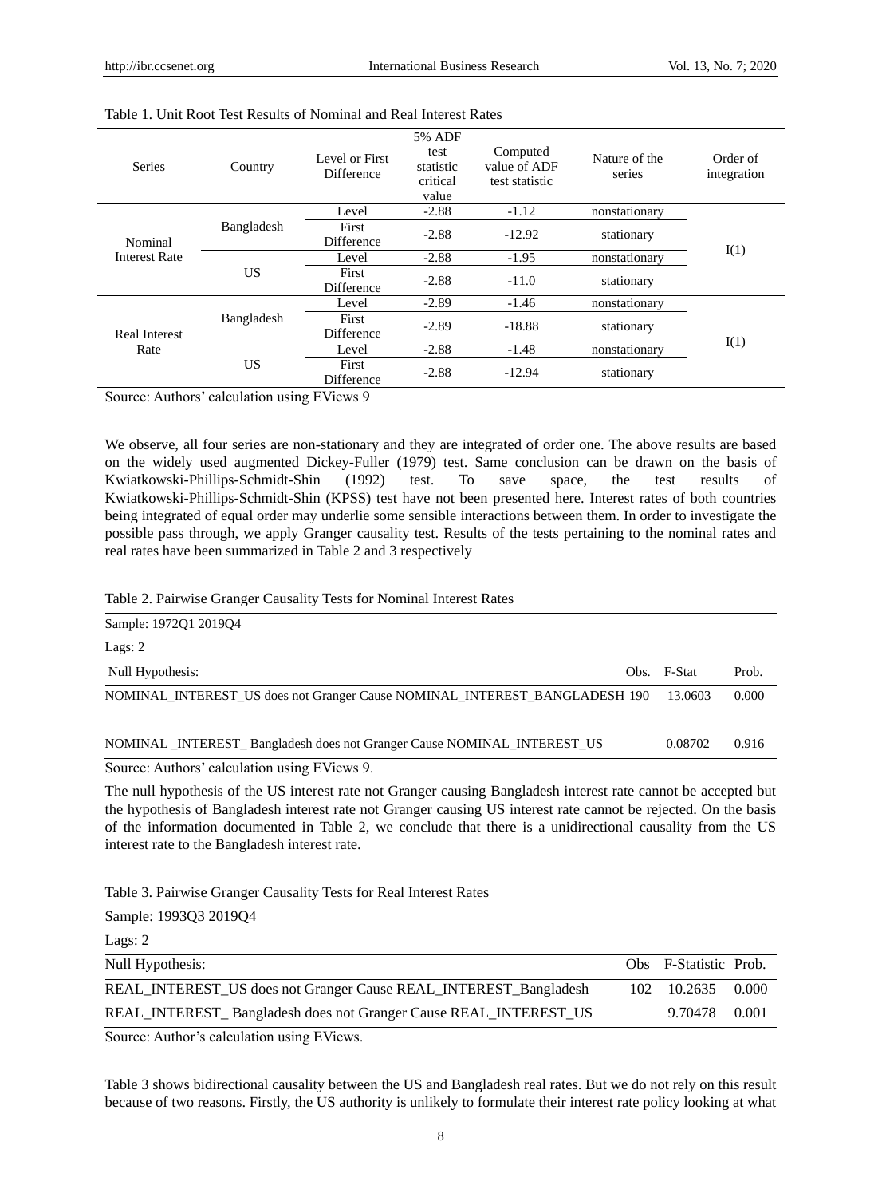Table 1. Unit Root Test Results of Nominal and Real Interest Rates

| Series | Country | Level or First Difference | 5% ADF test statistic critical value | Computed value of ADF test statistic | Nature of the series | Order of integration |
|---|---|---|---|---|---|---|
| Nominal Interest Rate | Bangladesh | Level | -2.88 | -1.12 | nonstationary | I(1) |
| | | First Difference | -2.88 | -12.92 | stationary | |
| | US | Level | -2.88 | -1.95 | nonstationary | |
| | | First Difference | -2.88 | -11.0 | stationary | |
| Real Interest Rate | Bangladesh | Level | -2.89 | -1.46 | nonstationary | I(1) |
| | | First Difference | -2.89 | -18.88 | stationary | |
| | US | Level | -2.88 | -1.48 | nonstationary | |
| | | First Difference | -2.88 | -12.94 | stationary | |

Source: Authors' calculation using EViews 9

We observe, all four series are non-stationary and they are integrated of order one. The above results are based on the widely used augmented Dickey-Fuller (1979) test. Same conclusion can be drawn on the basis of Kwiatkowski-Phillips-Schmidt-Shin (1992) test. To save space, the test results of Kwiatkowski-Phillips-Schmidt-Shin (KPSS) test have not been presented here. Interest rates of both countries being integrated of equal order may underlie some sensible interactions between them. In order to investigate the possible pass through, we apply Granger causality test. Results of the tests pertaining to the nominal rates and real rates have been summarized in Table 2 and 3 respectively

Table 2. Pairwise Granger Causality Tests for Nominal Interest Rates

Sample: 1972Q1 2019Q4

Lags: 2

| Null Hypothesis: | Obs. | F-Stat | Prob. |
|---|---|---|---|
| NOMINAL_INTEREST_US does not Granger Cause NOMINAL_INTEREST_BANGLADESH | 190 | 13.0603 | 0.000 |
| NOMINAL _INTEREST_ Bangladesh does not Granger Cause NOMINAL_INTEREST_US | | 0.08702 | 0.916 |

Source: Authors' calculation using EViews 9.

The null hypothesis of the US interest rate not Granger causing Bangladesh interest rate cannot be accepted but the hypothesis of Bangladesh interest rate not Granger causing US interest rate cannot be rejected. On the basis of the information documented in Table 2, we conclude that there is a unidirectional causality from the US interest rate to the Bangladesh interest rate.

Table 3. Pairwise Granger Causality Tests for Real Interest Rates

Sample: 1993Q3 2019Q4

Lags: 2

| Null Hypothesis: | Obs | F-Statistic | Prob. |
|---|---|---|---|
| REAL_INTEREST_US does not Granger Cause REAL_INTEREST_Bangladesh | 102 | 10.2635 | 0.000 |
| REAL_INTEREST_ Bangladesh does not Granger Cause REAL_INTEREST_US | | 9.70478 | 0.001 |

Source: Author's calculation using EViews.

Table 3 shows bidirectional causality between the US and Bangladesh real rates. But we do not rely on this result because of two reasons. Firstly, the US authority is unlikely to formulate their interest rate policy looking at what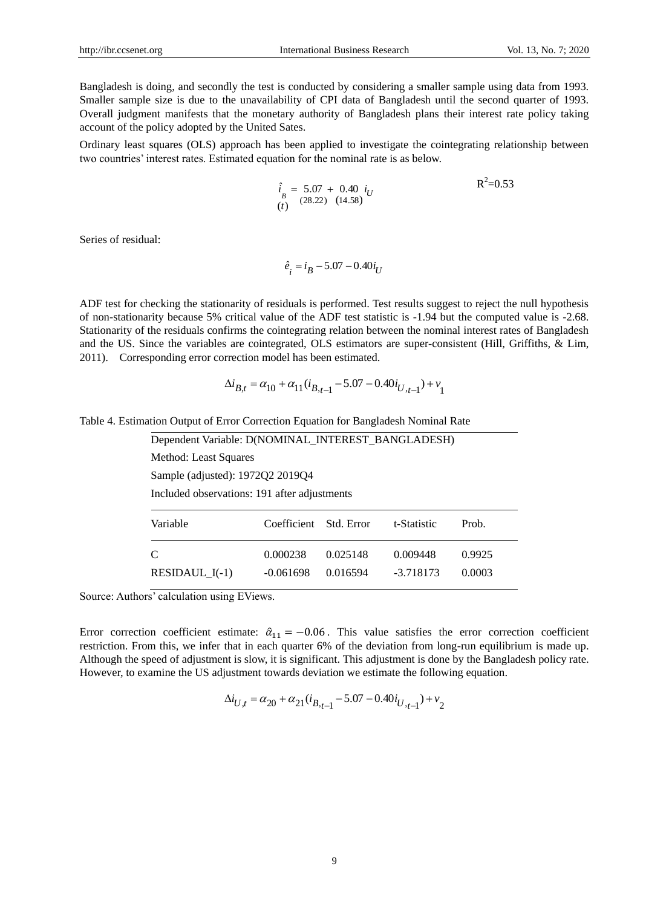Bangladesh is doing, and secondly the test is conducted by considering a smaller sample using data from 1993. Smaller sample size is due to the unavailability of CPI data of Bangladesh until the second quarter of 1993. Overall judgment manifests that the monetary authority of Bangladesh plans their interest rate policy taking account of the policy adopted by the United Sates.

Ordinary least squares (OLS) approach has been applied to investigate the cointegrating relationship between two countries' interest rates. Estimated equation for the nominal rate is as below.

$$\underset{(t)}{\hat{i}_B} = \underset{(28.22)}{5.07} + \underset{(14.58)}{0.40}\, i_U \qquad R^2=0.53$$

Series of residual:

$$\hat{e}_i = i_B - 5.07 - 0.40 i_U$$

ADF test for checking the stationarity of residuals is performed. Test results suggest to reject the null hypothesis of non-stationarity because 5% critical value of the ADF test statistic is -1.94 but the computed value is -2.68. Stationarity of the residuals confirms the cointegrating relation between the nominal interest rates of Bangladesh and the US. Since the variables are cointegrated, OLS estimators are super-consistent (Hill, Griffiths, & Lim, 2011). Corresponding error correction model has been estimated.

$$\Delta i_{B,t} = \alpha_{10} + \alpha_{11}(i_{B,t-1} - 5.07 - 0.40 i_{U,t-1}) + v_1$$

Table 4. Estimation Output of Error Correction Equation for Bangladesh Nominal Rate

Dependent Variable: D(NOMINAL_INTEREST_BANGLADESH)
Method: Least Squares
Sample (adjusted): 1972Q2 2019Q4
Included observations: 191 after adjustments

| Variable | Coefficient | Std. Error | t-Statistic | Prob. |
|---|---|---|---|---|
| C | 0.000238 | 0.025148 | 0.009448 | 0.9925 |
| RESIDAUL_I(-1) | -0.061698 | 0.016594 | -3.718173 | 0.0003 |

Source: Authors' calculation using EViews.

Error correction coefficient estimate: $\hat{\alpha}_{11} = -0.06$. This value satisfies the error correction coefficient restriction. From this, we infer that in each quarter 6% of the deviation from long-run equilibrium is made up. Although the speed of adjustment is slow, it is significant. This adjustment is done by the Bangladesh policy rate. However, to examine the US adjustment towards deviation we estimate the following equation.

$$\Delta i_{U,t} = \alpha_{20} + \alpha_{21}(i_{B,t-1} - 5.07 - 0.40 i_{U,t-1}) + v_2$$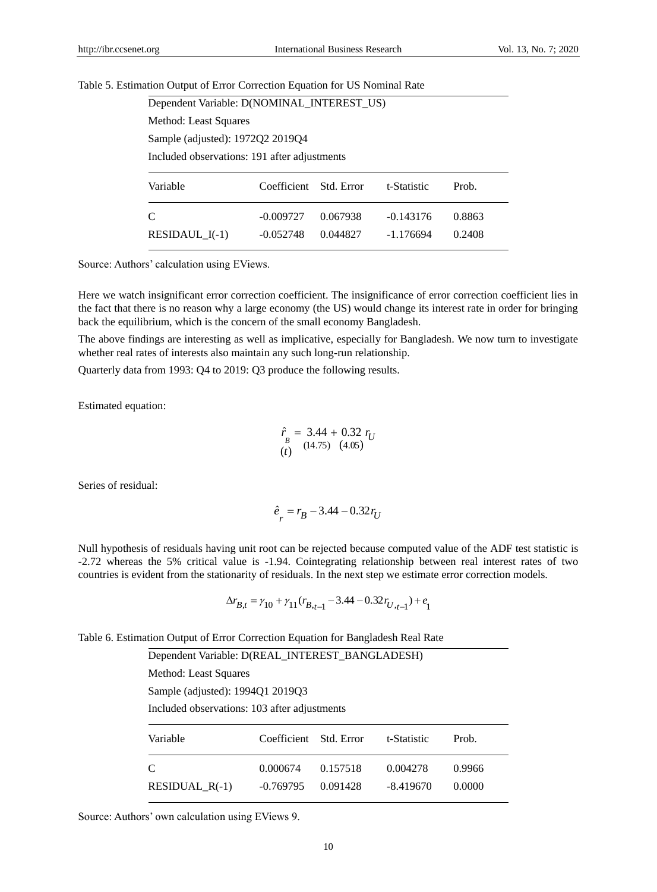Table 5. Estimation Output of Error Correction Equation for US Nominal Rate

Dependent Variable: D(NOMINAL_INTEREST_US)

Method: Least Squares

Sample (adjusted): 1972Q2 2019Q4

Included observations: 191 after adjustments

| Variable | Coefficient | Std. Error | t-Statistic | Prob. |
|---|---|---|---|---|
| C | -0.009727 | 0.067938 | -0.143176 | 0.8863 |
| RESIDAUL_I(-1) | -0.052748 | 0.044827 | -1.176694 | 0.2408 |

Source: Authors' calculation using EViews.

Here we watch insignificant error correction coefficient. The insignificance of error correction coefficient lies in the fact that there is no reason why a large economy (the US) would change its interest rate in order for bringing back the equilibrium, which is the concern of the small economy Bangladesh.

The above findings are interesting as well as implicative, especially for Bangladesh. We now turn to investigate whether real rates of interests also maintain any such long-run relationship.

Quarterly data from 1993: Q4 to 2019: Q3 produce the following results.

Estimated equation:

$$\underset{(t)}{\hat{r}_B} = \underset{(14.75)}{3.44} + \underset{(4.05)}{0.32}\, r_U$$

Series of residual:

$$\hat{e}_r = r_B - 3.44 - 0.32 r_U$$

Null hypothesis of residuals having unit root can be rejected because computed value of the ADF test statistic is -2.72 whereas the 5% critical value is -1.94. Cointegrating relationship between real interest rates of two countries is evident from the stationarity of residuals. In the next step we estimate error correction models.

$$\Delta r_{B,t} = \gamma_{10} + \gamma_{11}(r_{B,t-1} - 3.44 - 0.32 r_{U,t-1}) + e_1$$

Table 6. Estimation Output of Error Correction Equation for Bangladesh Real Rate

Dependent Variable: D(REAL_INTEREST_BANGLADESH)

Method: Least Squares

Sample (adjusted): 1994Q1 2019Q3

Included observations: 103 after adjustments

| Variable | Coefficient | Std. Error | t-Statistic | Prob. |
|---|---|---|---|---|
| C | 0.000674 | 0.157518 | 0.004278 | 0.9966 |
| RESIDUAL_R(-1) | -0.769795 | 0.091428 | -8.419670 | 0.0000 |

Source: Authors' own calculation using EViews 9.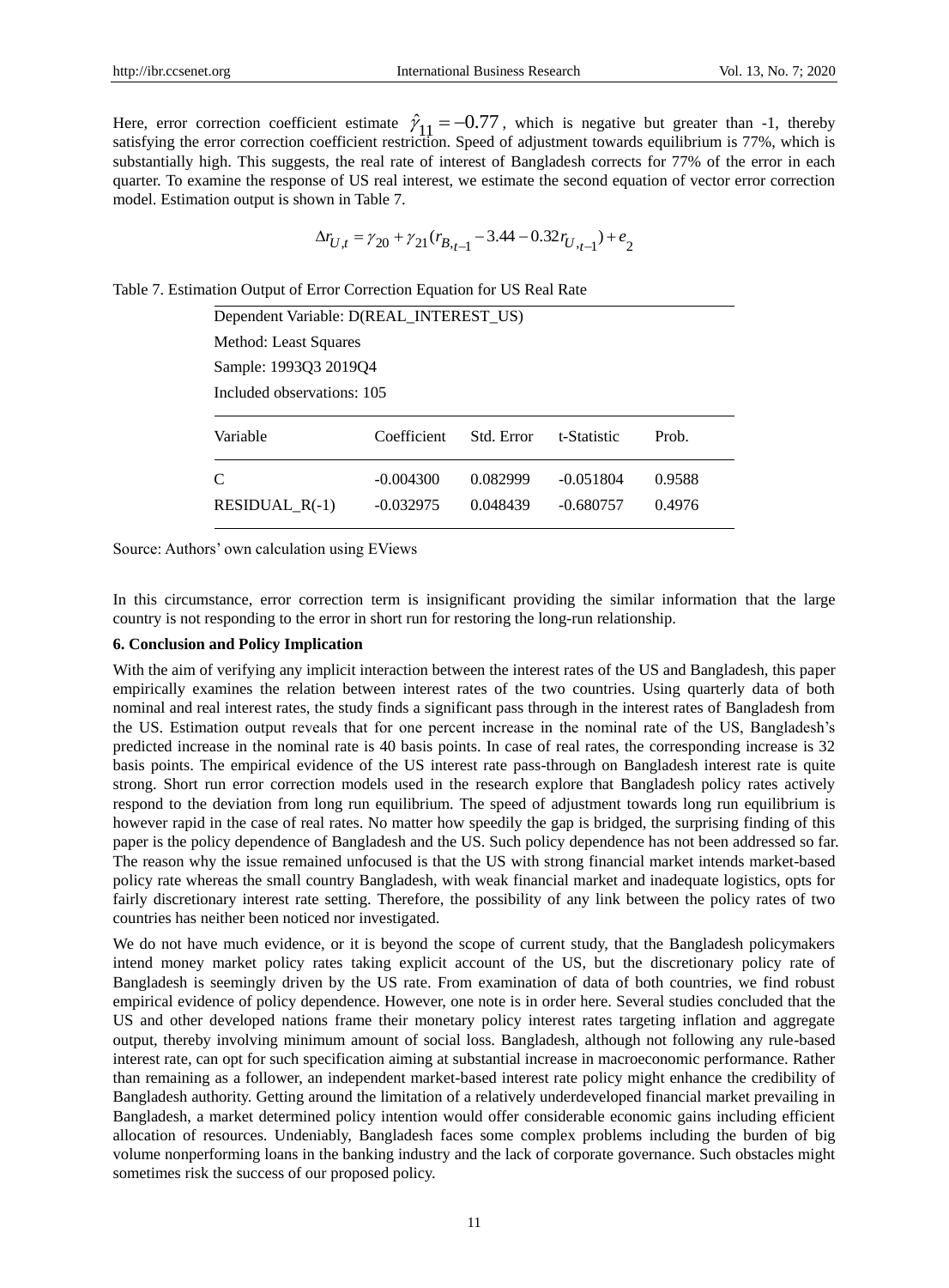Here, error correction coefficient estimate $\hat{\gamma}_{11} = -0.77$, which is negative but greater than -1, thereby satisfying the error correction coefficient restriction. Speed of adjustment towards equilibrium is 77%, which is substantially high. This suggests, the real rate of interest of Bangladesh corrects for 77% of the error in each quarter. To examine the response of US real interest, we estimate the second equation of vector error correction model. Estimation output is shown in Table 7.

$$\Delta r_{U,t} = \gamma_{20} + \gamma_{21}(r_{B,t-1} - 3.44 - 0.32 r_{U,t-1}) + e_2$$

Table 7. Estimation Output of Error Correction Equation for US Real Rate

Dependent Variable: D(REAL_INTEREST_US)

Method: Least Squares

Sample: 1993Q3 2019Q4

Included observations: 105

| Variable | Coefficient | Std. Error | t-Statistic | Prob. |
|---|---|---|---|---|
| C | -0.004300 | 0.082999 | -0.051804 | 0.9588 |
| RESIDUAL_R(-1) | -0.032975 | 0.048439 | -0.680757 | 0.4976 |

Source: Authors' own calculation using EViews

In this circumstance, error correction term is insignificant providing the similar information that the large country is not responding to the error in short run for restoring the long-run relationship.

## 6. Conclusion and Policy Implication

With the aim of verifying any implicit interaction between the interest rates of the US and Bangladesh, this paper empirically examines the relation between interest rates of the two countries. Using quarterly data of both nominal and real interest rates, the study finds a significant pass through in the interest rates of Bangladesh from the US. Estimation output reveals that for one percent increase in the nominal rate of the US, Bangladesh's predicted increase in the nominal rate is 40 basis points. In case of real rates, the corresponding increase is 32 basis points. The empirical evidence of the US interest rate pass-through on Bangladesh interest rate is quite strong. Short run error correction models used in the research explore that Bangladesh policy rates actively respond to the deviation from long run equilibrium. The speed of adjustment towards long run equilibrium is however rapid in the case of real rates. No matter how speedily the gap is bridged, the surprising finding of this paper is the policy dependence of Bangladesh and the US. Such policy dependence has not been addressed so far. The reason why the issue remained unfocused is that the US with strong financial market intends market-based policy rate whereas the small country Bangladesh, with weak financial market and inadequate logistics, opts for fairly discretionary interest rate setting. Therefore, the possibility of any link between the policy rates of two countries has neither been noticed nor investigated.

We do not have much evidence, or it is beyond the scope of current study, that the Bangladesh policymakers intend money market policy rates taking explicit account of the US, but the discretionary policy rate of Bangladesh is seemingly driven by the US rate. From examination of data of both countries, we find robust empirical evidence of policy dependence. However, one note is in order here. Several studies concluded that the US and other developed nations frame their monetary policy interest rates targeting inflation and aggregate output, thereby involving minimum amount of social loss. Bangladesh, although not following any rule-based interest rate, can opt for such specification aiming at substantial increase in macroeconomic performance. Rather than remaining as a follower, an independent market-based interest rate policy might enhance the credibility of Bangladesh authority. Getting around the limitation of a relatively underdeveloped financial market prevailing in Bangladesh, a market determined policy intention would offer considerable economic gains including efficient allocation of resources. Undeniably, Bangladesh faces some complex problems including the burden of big volume nonperforming loans in the banking industry and the lack of corporate governance. Such obstacles might sometimes risk the success of our proposed policy.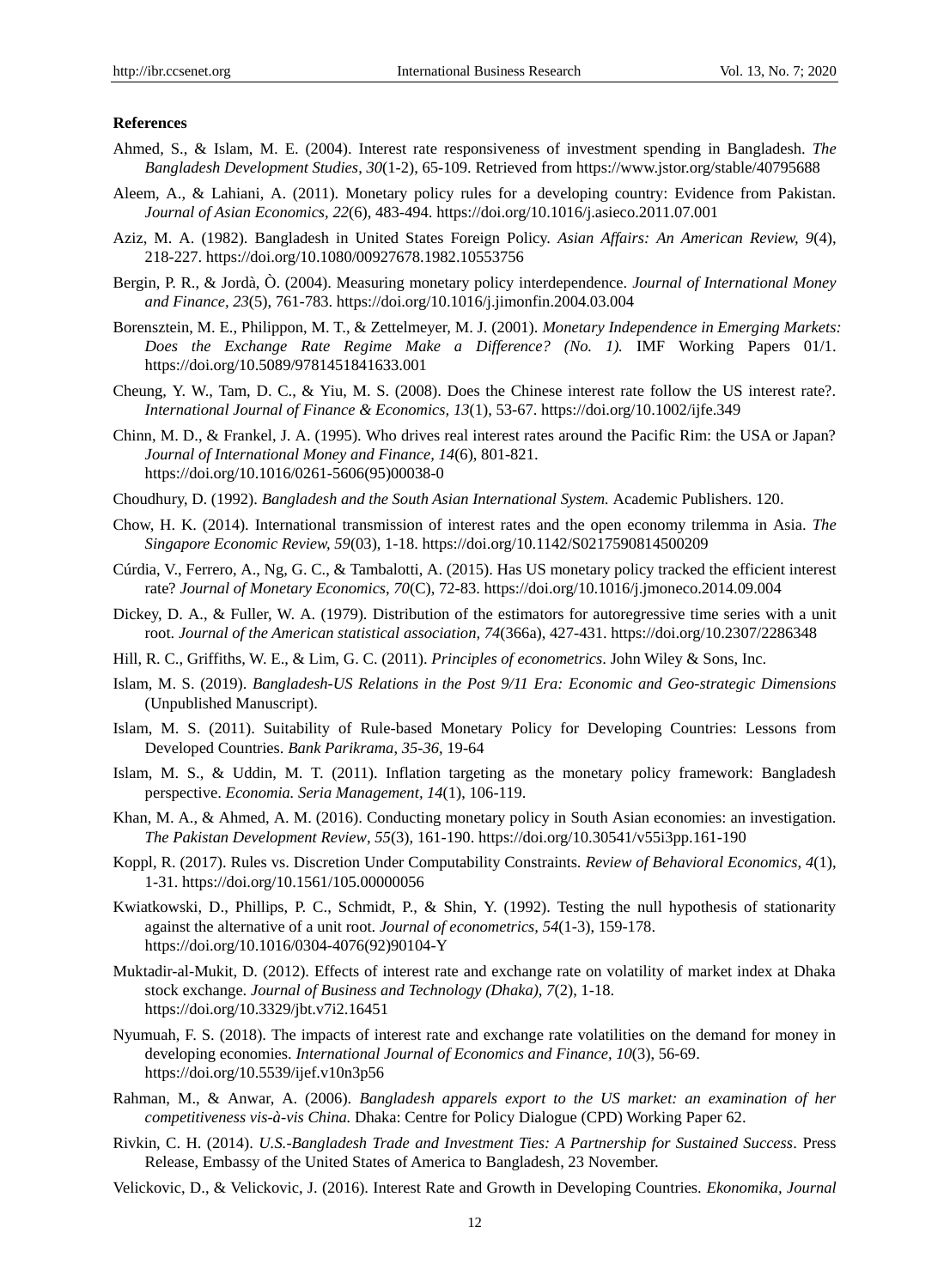**References**

Ahmed, S., & Islam, M. E. (2004). Interest rate responsiveness of investment spending in Bangladesh. *The Bangladesh Development Studies*, *30*(1-2), 65-109. Retrieved from https://www.jstor.org/stable/40795688

Aleem, A., & Lahiani, A. (2011). Monetary policy rules for a developing country: Evidence from Pakistan. *Journal of Asian Economics*, *22*(6), 483-494. https://doi.org/10.1016/j.asieco.2011.07.001

Aziz, M. A. (1982). Bangladesh in United States Foreign Policy. *Asian Affairs: An American Review, 9*(4), 218-227. https://doi.org/10.1080/00927678.1982.10553756

Bergin, P. R., & Jordà, Ò. (2004). Measuring monetary policy interdependence. *Journal of International Money and Finance, 23*(5), 761-783. https://doi.org/10.1016/j.jimonfin.2004.03.004

Borensztein, M. E., Philippon, M. T., & Zettelmeyer, M. J. (2001). *Monetary Independence in Emerging Markets: Does the Exchange Rate Regime Make a Difference? (No. 1).* IMF Working Papers 01/1. https://doi.org/10.5089/9781451841633.001

Cheung, Y. W., Tam, D. C., & Yiu, M. S. (2008). Does the Chinese interest rate follow the US interest rate?. *International Journal of Finance & Economics, 13*(1), 53-67. https://doi.org/10.1002/ijfe.349

Chinn, M. D., & Frankel, J. A. (1995). Who drives real interest rates around the Pacific Rim: the USA or Japan? *Journal of International Money and Finance, 14*(6), 801-821. https://doi.org/10.1016/0261-5606(95)00038-0

Choudhury, D. (1992). *Bangladesh and the South Asian International System.* Academic Publishers. 120.

Chow, H. K. (2014). International transmission of interest rates and the open economy trilemma in Asia. *The Singapore Economic Review, 59*(03), 1-18. https://doi.org/10.1142/S0217590814500209

Cúrdia, V., Ferrero, A., Ng, G. C., & Tambalotti, A. (2015). Has US monetary policy tracked the efficient interest rate? *Journal of Monetary Economics*, *70*(C), 72-83. https://doi.org/10.1016/j.jmoneco.2014.09.004

Dickey, D. A., & Fuller, W. A. (1979). Distribution of the estimators for autoregressive time series with a unit root. *Journal of the American statistical association, 74*(366a), 427-431. https://doi.org/10.2307/2286348

Hill, R. C., Griffiths, W. E., & Lim, G. C. (2011). *Principles of econometrics*. John Wiley & Sons, Inc.

Islam, M. S. (2019). *Bangladesh-US Relations in the Post 9/11 Era: Economic and Geo-strategic Dimensions* (Unpublished Manuscript).

Islam, M. S. (2011). Suitability of Rule-based Monetary Policy for Developing Countries: Lessons from Developed Countries. *Bank Parikrama, 35-36*, 19-64

Islam, M. S., & Uddin, M. T. (2011). Inflation targeting as the monetary policy framework: Bangladesh perspective. *Economia. Seria Management, 14*(1), 106-119.

Khan, M. A., & Ahmed, A. M. (2016). Conducting monetary policy in South Asian economies: an investigation. *The Pakistan Development Review*, *55*(3), 161-190. https://doi.org/10.30541/v55i3pp.161-190

Koppl, R. (2017). Rules vs. Discretion Under Computability Constraints. *Review of Behavioral Economics, 4*(1), 1-31. https://doi.org/10.1561/105.00000056

Kwiatkowski, D., Phillips, P. C., Schmidt, P., & Shin, Y. (1992). Testing the null hypothesis of stationarity against the alternative of a unit root. *Journal of econometrics, 54*(1-3), 159-178. https://doi.org/10.1016/0304-4076(92)90104-Y

Muktadir-al-Mukit, D. (2012). Effects of interest rate and exchange rate on volatility of market index at Dhaka stock exchange. *Journal of Business and Technology (Dhaka), 7*(2), 1-18. https://doi.org/10.3329/jbt.v7i2.16451

Nyumuah, F. S. (2018). The impacts of interest rate and exchange rate volatilities on the demand for money in developing economies. *International Journal of Economics and Finance, 10*(3), 56-69. https://doi.org/10.5539/ijef.v10n3p56

Rahman, M., & Anwar, A. (2006). *Bangladesh apparels export to the US market: an examination of her competitiveness vis-à-vis China.* Dhaka: Centre for Policy Dialogue (CPD) Working Paper 62.

Rivkin, C. H. (2014). *U.S.-Bangladesh Trade and Investment Ties: A Partnership for Sustained Success*. Press Release, Embassy of the United States of America to Bangladesh, 23 November.

Velickovic, D., & Velickovic, J. (2016). Interest Rate and Growth in Developing Countries. *Ekonomika, Journal*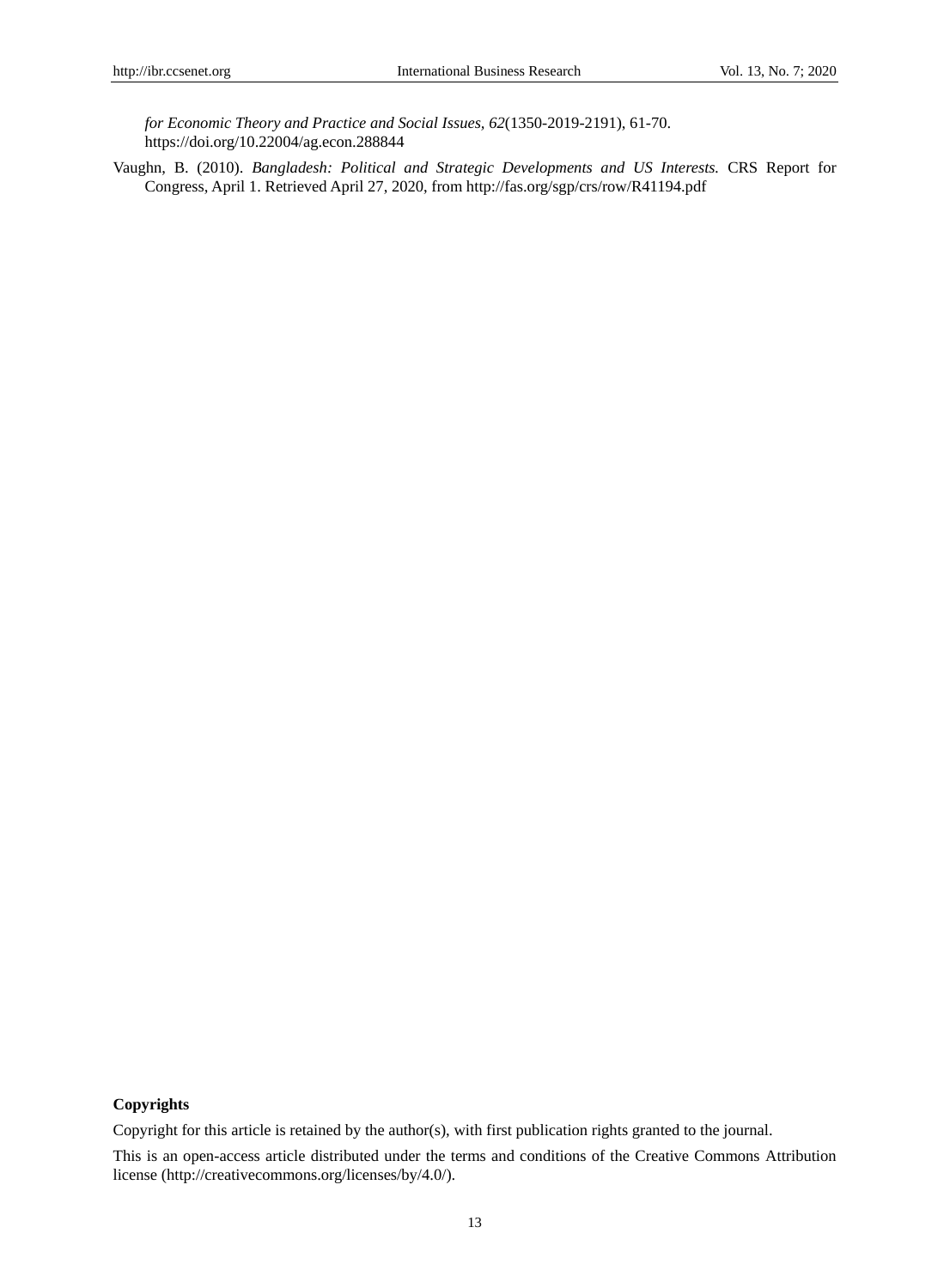*for Economic Theory and Practice and Social Issues, 62*(1350-2019-2191), 61-70. https://doi.org/10.22004/ag.econ.288844

Vaughn, B. (2010). *Bangladesh: Political and Strategic Developments and US Interests.* CRS Report for Congress, April 1. Retrieved April 27, 2020, from http://fas.org/sgp/crs/row/R41194.pdf

**Copyrights**

Copyright for this article is retained by the author(s), with first publication rights granted to the journal.

This is an open-access article distributed under the terms and conditions of the Creative Commons Attribution license (http://creativecommons.org/licenses/by/4.0/).